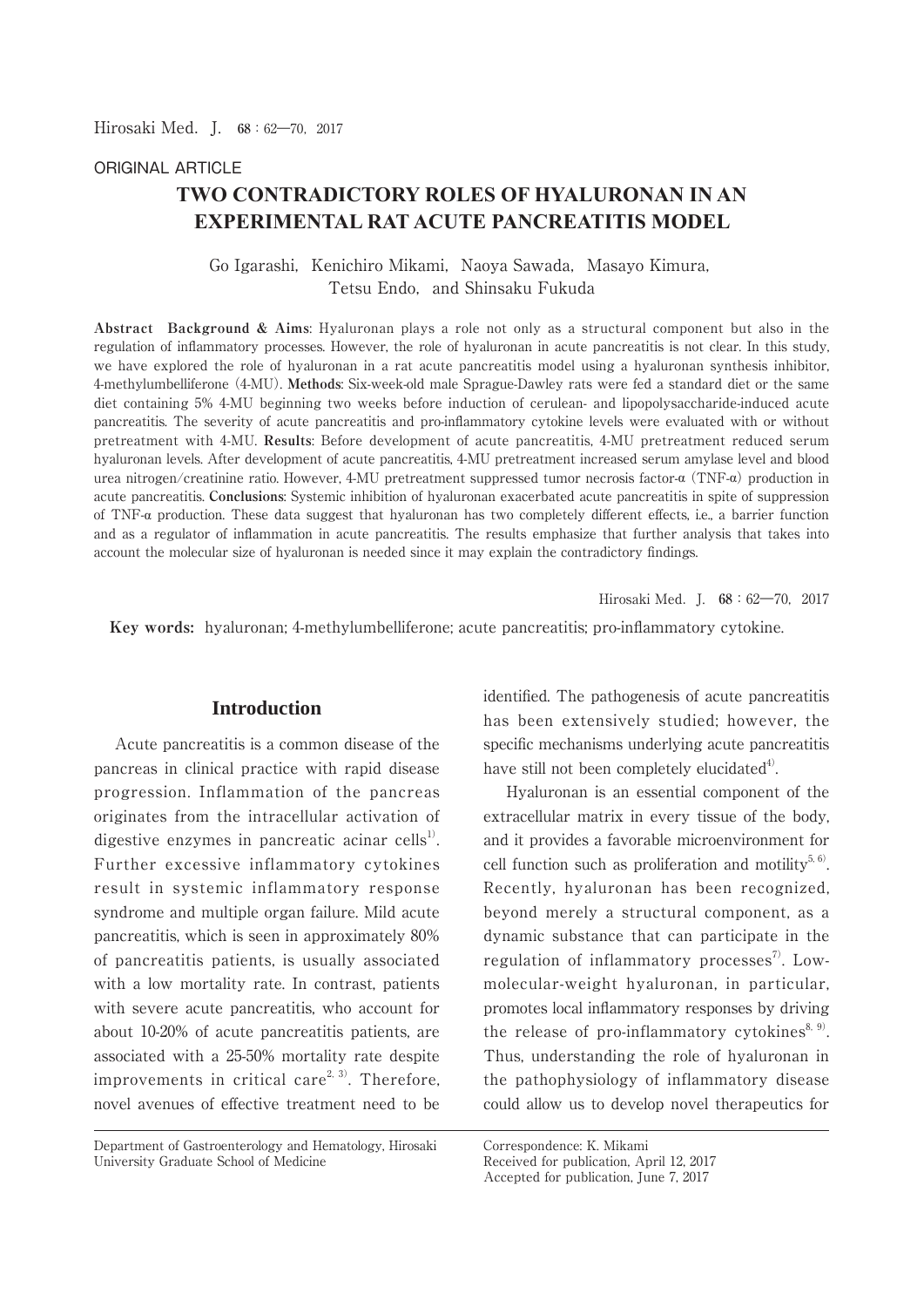ORIGINAL ARTICLE

# TWO CONTRADICTORY ROLES OF HYALURONAN IN AN EXPERIMENTAL RAT ACUTE PANCREATITIS MODEL

Go Igarashi, Kenichiro Mikami, Naoya Sawada, Masayo Kimura, Tetsu Endo, and Shinsaku Fukuda

**Abstract** **Background & Aims**: Hyaluronan plays a role not only as a structural component but also in the regulation of inflammatory processes. However, the role of hyaluronan in acute pancreatitis is not clear. In this study, we have explored the role of hyaluronan in a rat acute pancreatitis model using a hyaluronan synthesis inhibitor, 4-methylumbelliferone (4-MU). **Methods**: Six-week-old male Sprague-Dawley rats were fed a standard diet or the same diet containing 5% 4-MU beginning two weeks before induction of cerulean- and lipopolysaccharide-induced acute pancreatitis. The severity of acute pancreatitis and pro-inflammatory cytokine levels were evaluated with or without pretreatment with 4-MU. **Results**: Before development of acute pancreatitis, 4-MU pretreatment reduced serum hyaluronan levels. After development of acute pancreatitis, 4-MU pretreatment increased serum amylase level and blood urea nitrogen/creatinine ratio. However, 4-MU pretreatment suppressed tumor necrosis factor-α (TNF-α) production in acute pancreatitis. **Conclusions**: Systemic inhibition of hyaluronan exacerbated acute pancreatitis in spite of suppression of TNF-α production. These data suggest that hyaluronan has two completely different effects, i.e., a barrier function and as a regulator of inflammation in acute pancreatitis. The results emphasize that further analysis that takes into account the molecular size of hyaluronan is needed since it may explain the contradictory findings.

**Key words:** hyaluronan; 4-methylumbelliferone; acute pancreatitis; pro-inflammatory cytokine.

## Introduction

Acute pancreatitis is a common disease of the pancreas in clinical practice with rapid disease progression. Inflammation of the pancreas originates from the intracellular activation of digestive enzymes in pancreatic acinar cells[1]. Further excessive inflammatory cytokines result in systemic inflammatory response syndrome and multiple organ failure. Mild acute pancreatitis, which is seen in approximately 80% of pancreatitis patients, is usually associated with a low mortality rate. In contrast, patients with severe acute pancreatitis, who account for about 10-20% of acute pancreatitis patients, are associated with a 25-50% mortality rate despite improvements in critical care[2, 3]. Therefore, novel avenues of effective treatment need to be identified. The pathogenesis of acute pancreatitis has been extensively studied; however, the specific mechanisms underlying acute pancreatitis have still not been completely elucidated[4].

Hyaluronan is an essential component of the extracellular matrix in every tissue of the body, and it provides a favorable microenvironment for cell function such as proliferation and motility[5, 6]. Recently, hyaluronan has been recognized, beyond merely a structural component, as a dynamic substance that can participate in the regulation of inflammatory processes[7]. Low-molecular-weight hyaluronan, in particular, promotes local inflammatory responses by driving the release of pro-inflammatory cytokines[8, 9]. Thus, understanding the role of hyaluronan in the pathophysiology of inflammatory disease could allow us to develop novel therapeutics for

Department of Gastroenterology and Hematology, Hirosaki University Graduate School of Medicine

Correspondence: K. Mikami
Received for publication, April 12, 2017
Accepted for publication, June 7, 2017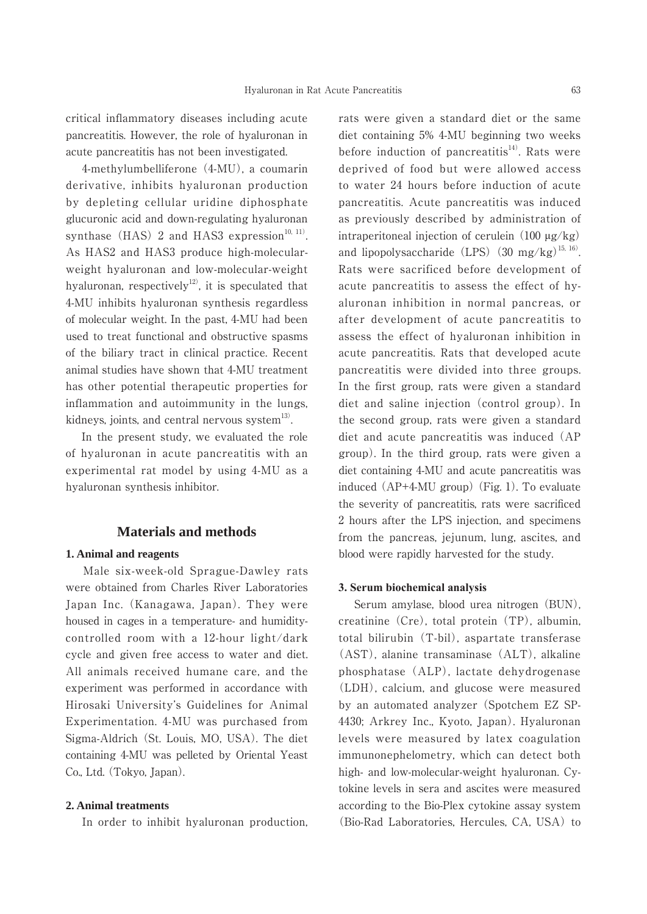critical inflammatory diseases including acute pancreatitis. However, the role of hyaluronan in acute pancreatitis has not been investigated.

4-methylumbelliferone (4-MU), a coumarin derivative, inhibits hyaluronan production by depleting cellular uridine diphosphate glucuronic acid and down-regulating hyaluronan synthase (HAS) 2 and HAS3 expression[10, 11]. As HAS2 and HAS3 produce high-molecular-weight hyaluronan and low-molecular-weight hyaluronan, respectively[12], it is speculated that 4-MU inhibits hyaluronan synthesis regardless of molecular weight. In the past, 4-MU had been used to treat functional and obstructive spasms of the biliary tract in clinical practice. Recent animal studies have shown that 4-MU treatment has other potential therapeutic properties for inflammation and autoimmunity in the lungs, kidneys, joints, and central nervous system[13].

In the present study, we evaluated the role of hyaluronan in acute pancreatitis with an experimental rat model by using 4-MU as a hyaluronan synthesis inhibitor.

## Materials and methods

### 1. Animal and reagents

Male six-week-old Sprague-Dawley rats were obtained from Charles River Laboratories Japan Inc. (Kanagawa, Japan). They were housed in cages in a temperature- and humidity-controlled room with a 12-hour light/dark cycle and given free access to water and diet. All animals received humane care, and the experiment was performed in accordance with Hirosaki University's Guidelines for Animal Experimentation. 4-MU was purchased from Sigma-Aldrich (St. Louis, MO, USA). The diet containing 4-MU was pelleted by Oriental Yeast Co., Ltd. (Tokyo, Japan).

### 2. Animal treatments

In order to inhibit hyaluronan production, rats were given a standard diet or the same diet containing 5% 4-MU beginning two weeks before induction of pancreatitis[14]. Rats were deprived of food but were allowed access to water 24 hours before induction of acute pancreatitis. Acute pancreatitis was induced as previously described by administration of intraperitoneal injection of cerulein (100 μg/kg) and lipopolysaccharide (LPS) (30 mg/kg)[15, 16]. Rats were sacrificed before development of acute pancreatitis to assess the effect of hyaluronan inhibition in normal pancreas, or after development of acute pancreatitis to assess the effect of hyaluronan inhibition in acute pancreatitis. Rats that developed acute pancreatitis were divided into three groups. In the first group, rats were given a standard diet and saline injection (control group). In the second group, rats were given a standard diet and acute pancreatitis was induced (AP group). In the third group, rats were given a diet containing 4-MU and acute pancreatitis was induced (AP+4-MU group) (Fig. 1). To evaluate the severity of pancreatitis, rats were sacrificed 2 hours after the LPS injection, and specimens from the pancreas, jejunum, lung, ascites, and blood were rapidly harvested for the study.

### 3. Serum biochemical analysis

Serum amylase, blood urea nitrogen (BUN), creatinine (Cre), total protein (TP), albumin, total bilirubin (T-bil), aspartate transferase (AST), alanine transaminase (ALT), alkaline phosphatase (ALP), lactate dehydrogenase (LDH), calcium, and glucose were measured by an automated analyzer (Spotchem EZ SP-4430; Arkrey Inc., Kyoto, Japan). Hyaluronan levels were measured by latex coagulation immunonephelometry, which can detect both high- and low-molecular-weight hyaluronan. Cytokine levels in sera and ascites were measured according to the Bio-Plex cytokine assay system (Bio-Rad Laboratories, Hercules, CA, USA) to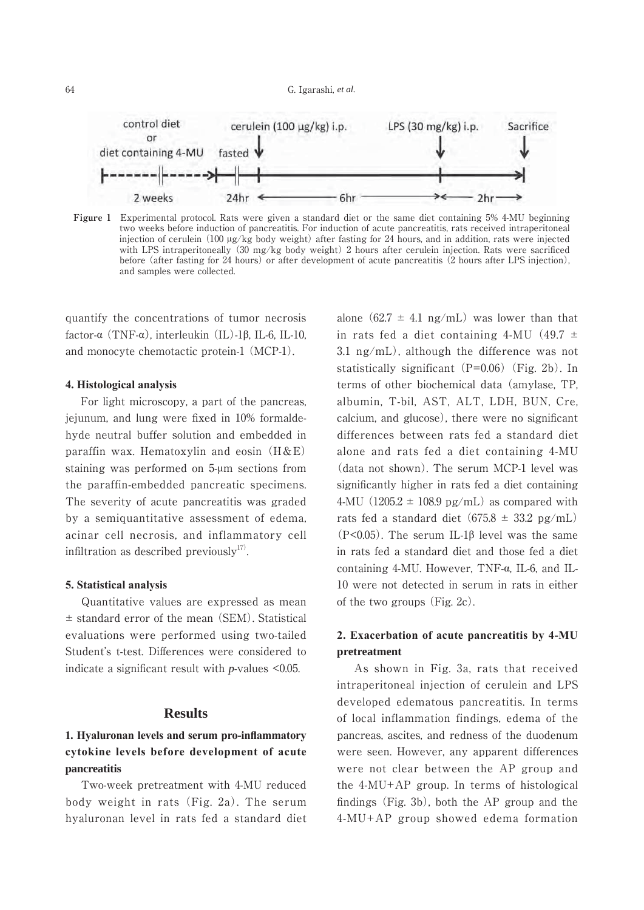Figure 1 Experimental protocol. Rats were given a standard diet or the same diet containing 5% 4-MU beginning two weeks before induction of pancreatitis. For induction of acute pancreatitis, rats received intraperitoneal injection of cerulein (100 μg/kg body weight) after fasting for 24 hours, and in addition, rats were injected with LPS intraperitoneally (30 mg/kg body weight) 2 hours after cerulein injection. Rats were sacrificed before (after fasting for 24 hours) or after development of acute pancreatitis (2 hours after LPS injection), and samples were collected.

quantify the concentrations of tumor necrosis factor-α (TNF-α), interleukin (IL)-1β, IL-6, IL-10, and monocyte chemotactic protein-1 (MCP-1).

#### 4. Histological analysis

For light microscopy, a part of the pancreas, jejunum, and lung were fixed in 10% formaldehyde neutral buffer solution and embedded in paraffin wax. Hematoxylin and eosin (H&E) staining was performed on 5-μm sections from the paraffin-embedded pancreatic specimens. The severity of acute pancreatitis was graded by a semiquantitative assessment of edema, acinar cell necrosis, and inflammatory cell infiltration as described previously[17].

#### 5. Statistical analysis

Quantitative values are expressed as mean ± standard error of the mean (SEM). Statistical evaluations were performed using two-tailed Student's t-test. Differences were considered to indicate a significant result with *p*-values <0.05.

## Results

### 1. Hyaluronan levels and serum pro-inflammatory cytokine levels before development of acute pancreatitis

Two-week pretreatment with 4-MU reduced body weight in rats (Fig. 2a). The serum hyaluronan level in rats fed a standard diet alone (62.7 ± 4.1 ng/mL) was lower than that in rats fed a diet containing 4-MU (49.7 ± 3.1 ng/mL), although the difference was not statistically significant (P=0.06) (Fig. 2b). In terms of other biochemical data (amylase, TP, albumin, T-bil, AST, ALT, LDH, BUN, Cre, calcium, and glucose), there were no significant differences between rats fed a standard diet alone and rats fed a diet containing 4-MU (data not shown). The serum MCP-1 level was significantly higher in rats fed a diet containing 4-MU (1205.2 ± 108.9 pg/mL) as compared with rats fed a standard diet (675.8 ± 33.2 pg/mL) (P<0.05). The serum IL-1β level was the same in rats fed a standard diet and those fed a diet containing 4-MU. However, TNF-α, IL-6, and IL-10 were not detected in serum in rats in either of the two groups (Fig. 2c).

### 2. Exacerbation of acute pancreatitis by 4-MU pretreatment

As shown in Fig. 3a, rats that received intraperitoneal injection of cerulein and LPS developed edematous pancreatitis. In terms of local inflammation findings, edema of the pancreas, ascites, and redness of the duodenum were seen. However, any apparent differences were not clear between the AP group and the 4-MU+AP group. In terms of histological findings (Fig. 3b), both the AP group and the 4-MU+AP group showed edema formation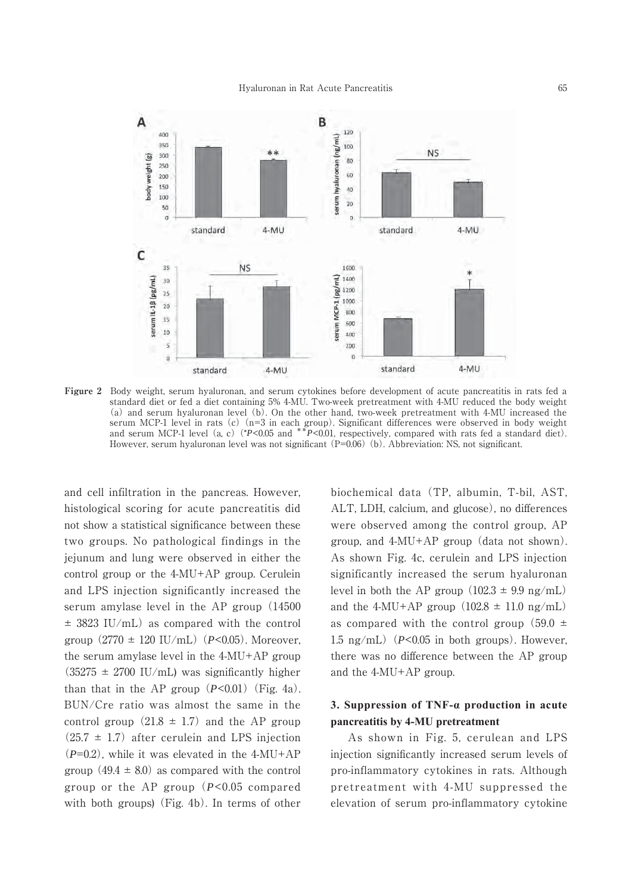**Figure 2** Body weight, serum hyaluronan, and serum cytokines before development of acute pancreatitis in rats fed a standard diet or fed a diet containing 5% 4-MU. Two-week pretreatment with 4-MU reduced the body weight (a) and serum hyaluronan level (b). On the other hand, two-week pretreatment with 4-MU increased the serum MCP-1 level in rats (c) (n=3 in each group). Significant differences were observed in body weight and serum MCP-1 level (a, c) (*$P$<0.05 and **$P$<0.01, respectively, compared with rats fed a standard diet). However, serum hyaluronan level was not significant (P=0.06) (b). Abbreviation: NS, not significant.

and cell infiltration in the pancreas. However, histological scoring for acute pancreatitis did not show a statistical significance between these two groups. No pathological findings in the jejunum and lung were observed in either the control group or the 4-MU+AP group. Cerulein and LPS injection significantly increased the serum amylase level in the AP group (14500 ± 3823 IU/mL) as compared with the control group (2770 ± 120 IU/mL) ($P$<0.05). Moreover, the serum amylase level in the 4-MU+AP group (35275 ± 2700 IU/mL) was significantly higher than that in the AP group ($P$<0.01) (Fig. 4a). BUN/Cre ratio was almost the same in the control group (21.8 ± 1.7) and the AP group (25.7 ± 1.7) after cerulein and LPS injection ($P$=0.2), while it was elevated in the 4-MU+AP group (49.4 ± 8.0) as compared with the control group or the AP group ($P$<0.05 compared with both groups) (Fig. 4b). In terms of other biochemical data (TP, albumin, T-bil, AST, ALT, LDH, calcium, and glucose), no differences were observed among the control group, AP group, and 4-MU+AP group (data not shown). As shown Fig. 4c, cerulein and LPS injection significantly increased the serum hyaluronan level in both the AP group (102.3 ± 9.9 ng/mL) and the 4-MU+AP group (102.8 ± 11.0 ng/mL) as compared with the control group (59.0 ± 1.5 ng/mL) ($P$<0.05 in both groups). However, there was no difference between the AP group and the 4-MU+AP group.

### 3. Suppression of TNF-α production in acute pancreatitis by 4-MU pretreatment

As shown in Fig. 5, cerulean and LPS injection significantly increased serum levels of pro-inflammatory cytokines in rats. Although pretreatment with 4-MU suppressed the elevation of serum pro-inflammatory cytokine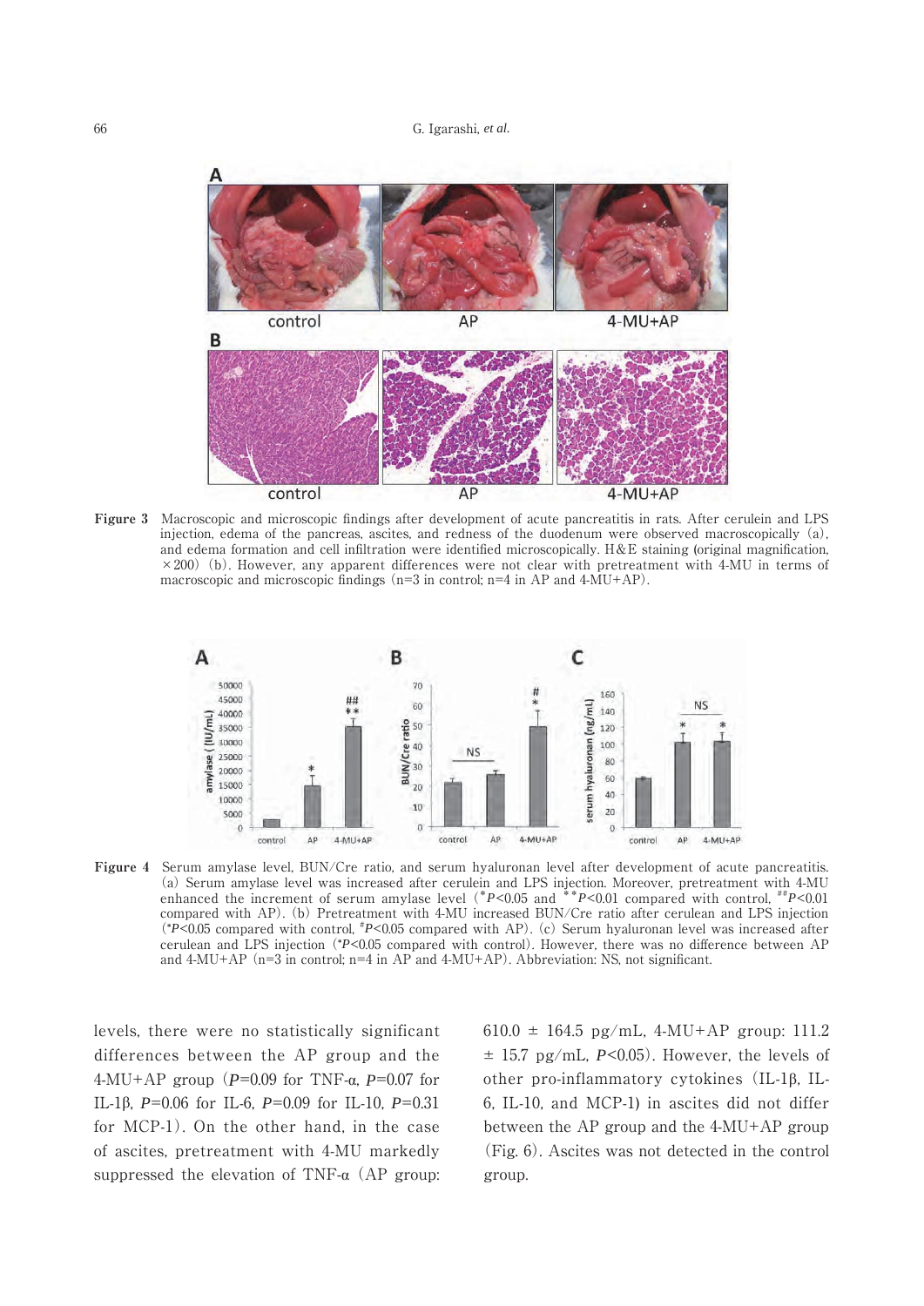Figure 3　Macroscopic and microscopic findings after development of acute pancreatitis in rats. After cerulein and LPS injection, edema of the pancreas, ascites, and redness of the duodenum were observed macroscopically (a), and edema formation and cell infiltration were identified microscopically. H&E staining (original magnification, ×200) (b). However, any apparent differences were not clear with pretreatment with 4-MU in terms of macroscopic and microscopic findings (n=3 in control; n=4 in AP and 4-MU+AP).

Figure 4　Serum amylase level, BUN/Cre ratio, and serum hyaluronan level after development of acute pancreatitis. (a) Serum amylase level was increased after cerulein and LPS injection. Moreover, pretreatment with 4-MU enhanced the increment of serum amylase level (* $P<0.05$ and ** $P<0.01$ compared with control, ## $P<0.01$ compared with AP). (b) Pretreatment with 4-MU increased BUN/Cre ratio after cerulean and LPS injection (* $P<0.05$ compared with control, # $P<0.05$ compared with AP). (c) Serum hyaluronan level was increased after cerulean and LPS injection (* $P<0.05$ compared with control). However, there was no difference between AP and 4-MU+AP (n=3 in control; n=4 in AP and 4-MU+AP). Abbreviation: NS, not significant.

levels, there were no statistically significant differences between the AP group and the 4-MU+AP group ($P=0.09$ for TNF-α, $P=0.07$ for IL-1β, $P=0.06$ for IL-6, $P=0.09$ for IL-10, $P=0.31$ for MCP-1). On the other hand, in the case of ascites, pretreatment with 4-MU markedly suppressed the elevation of TNF-α (AP group: 610.0 ± 164.5 pg/mL, 4-MU+AP group: 111.2 ± 15.7 pg/mL, $P<0.05$). However, the levels of other pro-inflammatory cytokines (IL-1β, IL-6, IL-10, and MCP-1) in ascites did not differ between the AP group and the 4-MU+AP group (Fig. 6). Ascites was not detected in the control group.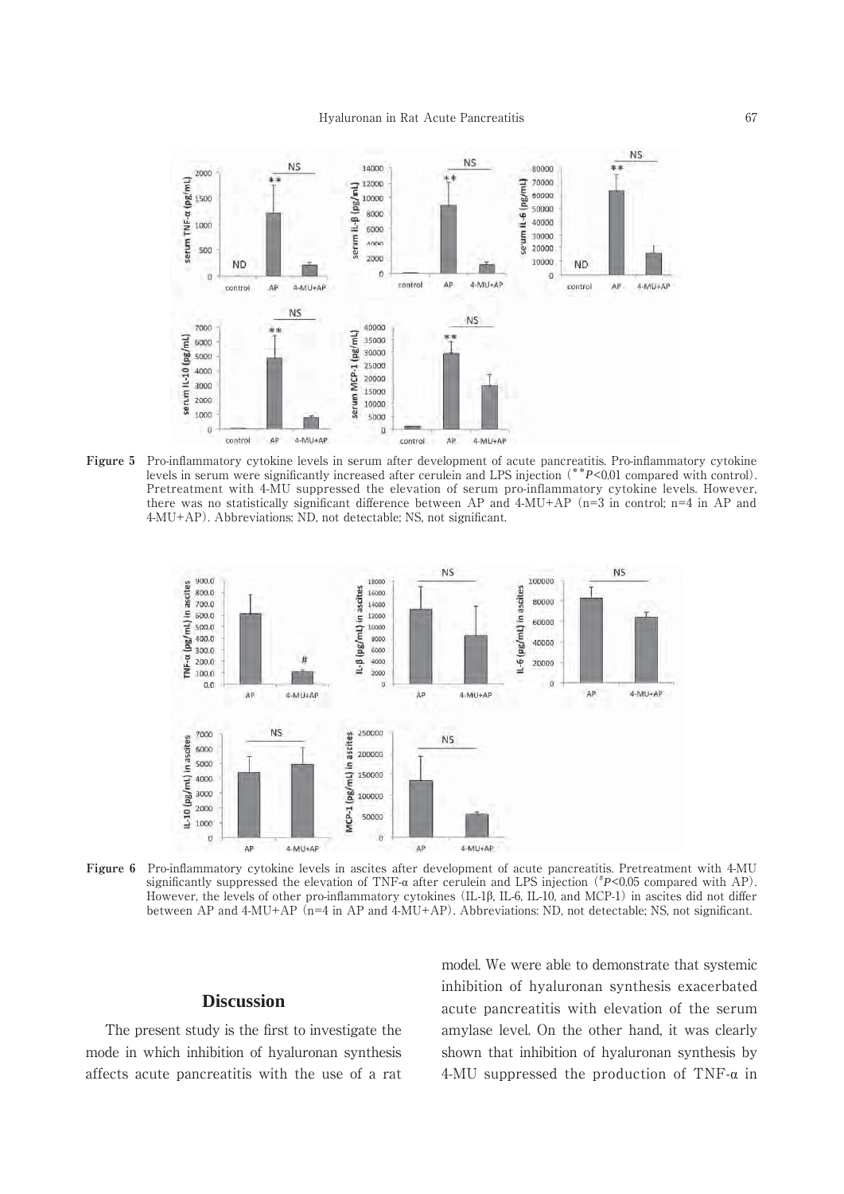**Figure 5** Pro-inflammatory cytokine levels in serum after development of acute pancreatitis. Pro-inflammatory cytokine levels in serum were significantly increased after cerulein and LPS injection ($^{**}P<0.01$ compared with control). Pretreatment with 4-MU suppressed the elevation of serum pro-inflammatory cytokine levels. However, there was no statistically significant difference between AP and 4-MU+AP (n=3 in control; n=4 in AP and 4-MU+AP). Abbreviations: ND, not detectable; NS, not significant.

**Figure 6** Pro-inflammatory cytokine levels in ascites after development of acute pancreatitis. Pretreatment with 4-MU significantly suppressed the elevation of TNF-α after cerulein and LPS injection ($^{\#}P<0.05$ compared with AP). However, the levels of other pro-inflammatory cytokines (IL-1β, IL-6, IL-10, and MCP-1) in ascites did not differ between AP and 4-MU+AP (n=4 in AP and 4-MU+AP). Abbreviations: ND, not detectable; NS, not significant.

## Discussion

The present study is the first to investigate the mode in which inhibition of hyaluronan synthesis affects acute pancreatitis with the use of a rat model. We were able to demonstrate that systemic inhibition of hyaluronan synthesis exacerbated acute pancreatitis with elevation of the serum amylase level. On the other hand, it was clearly shown that inhibition of hyaluronan synthesis by 4-MU suppressed the production of TNF-α in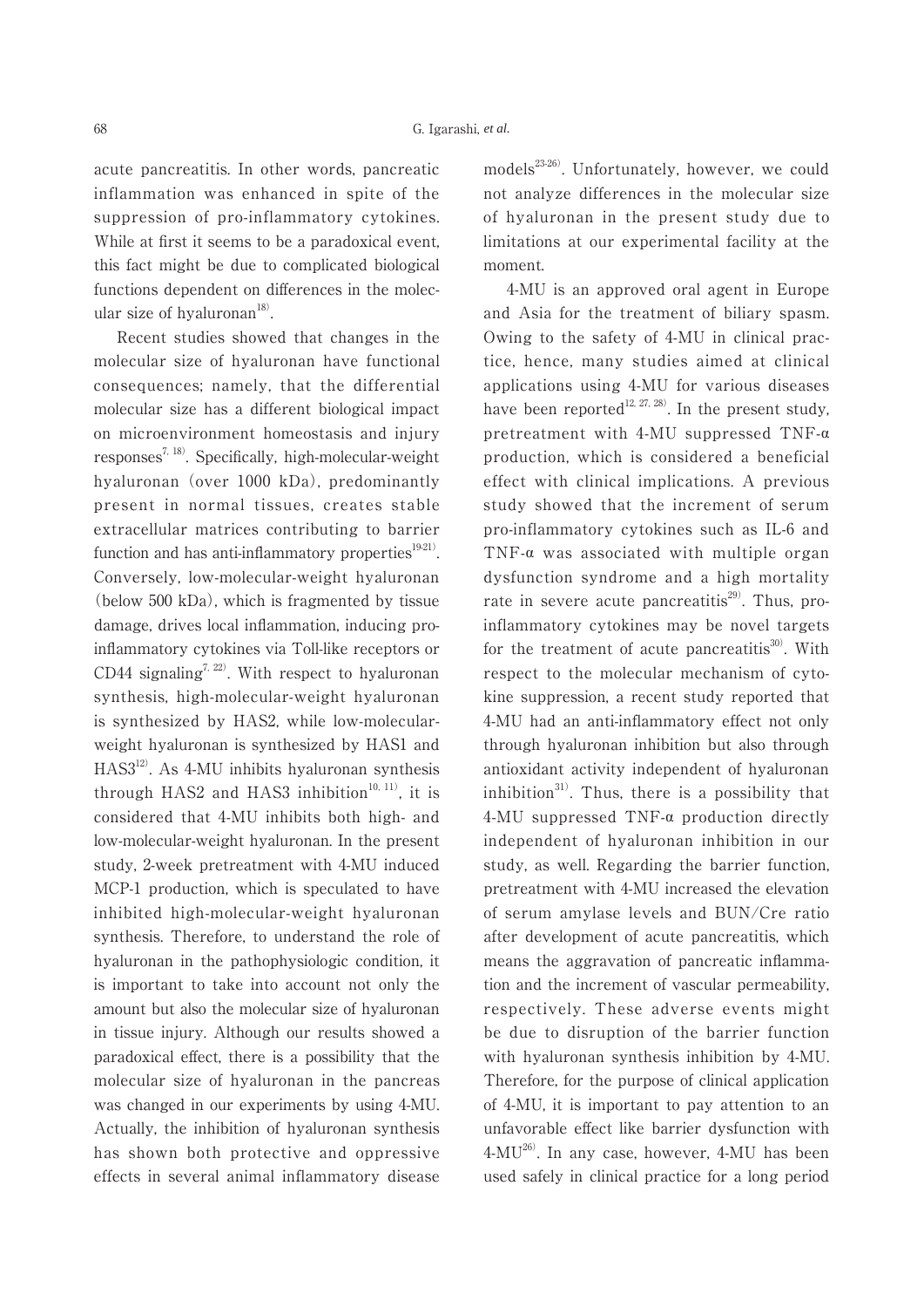acute pancreatitis. In other words, pancreatic inflammation was enhanced in spite of the suppression of pro-inflammatory cytokines. While at first it seems to be a paradoxical event, this fact might be due to complicated biological functions dependent on differences in the molecular size of hyaluronan[18].

Recent studies showed that changes in the molecular size of hyaluronan have functional consequences; namely, that the differential molecular size has a different biological impact on microenvironment homeostasis and injury responses[7, 18]. Specifically, high-molecular-weight hyaluronan (over 1000 kDa), predominantly present in normal tissues, creates stable extracellular matrices contributing to barrier function and has anti-inflammatory properties[19-21]. Conversely, low-molecular-weight hyaluronan (below 500 kDa), which is fragmented by tissue damage, drives local inflammation, inducing pro-inflammatory cytokines via Toll-like receptors or CD44 signaling[7, 22]. With respect to hyaluronan synthesis, high-molecular-weight hyaluronan is synthesized by HAS2, while low-molecular-weight hyaluronan is synthesized by HAS1 and HAS3[12]. As 4-MU inhibits hyaluronan synthesis through HAS2 and HAS3 inhibition[10, 11], it is considered that 4-MU inhibits both high- and low-molecular-weight hyaluronan. In the present study, 2-week pretreatment with 4-MU induced MCP-1 production, which is speculated to have inhibited high-molecular-weight hyaluronan synthesis. Therefore, to understand the role of hyaluronan in the pathophysiologic condition, it is important to take into account not only the amount but also the molecular size of hyaluronan in tissue injury. Although our results showed a paradoxical effect, there is a possibility that the molecular size of hyaluronan in the pancreas was changed in our experiments by using 4-MU. Actually, the inhibition of hyaluronan synthesis has shown both protective and oppressive effects in several animal inflammatory disease models[23-26]. Unfortunately, however, we could not analyze differences in the molecular size of hyaluronan in the present study due to limitations at our experimental facility at the moment.

4-MU is an approved oral agent in Europe and Asia for the treatment of biliary spasm. Owing to the safety of 4-MU in clinical practice, hence, many studies aimed at clinical applications using 4-MU for various diseases have been reported[12, 27, 28]. In the present study, pretreatment with 4-MU suppressed TNF-α production, which is considered a beneficial effect with clinical implications. A previous study showed that the increment of serum pro-inflammatory cytokines such as IL-6 and TNF-α was associated with multiple organ dysfunction syndrome and a high mortality rate in severe acute pancreatitis[29]. Thus, pro-inflammatory cytokines may be novel targets for the treatment of acute pancreatitis[30]. With respect to the molecular mechanism of cytokine suppression, a recent study reported that 4-MU had an anti-inflammatory effect not only through hyaluronan inhibition but also through antioxidant activity independent of hyaluronan inhibition[31]. Thus, there is a possibility that 4-MU suppressed TNF-α production directly independent of hyaluronan inhibition in our study, as well. Regarding the barrier function, pretreatment with 4-MU increased the elevation of serum amylase levels and BUN/Cre ratio after development of acute pancreatitis, which means the aggravation of pancreatic inflammation and the increment of vascular permeability, respectively. These adverse events might be due to disruption of the barrier function with hyaluronan synthesis inhibition by 4-MU. Therefore, for the purpose of clinical application of 4-MU, it is important to pay attention to an unfavorable effect like barrier dysfunction with 4-MU[26]. In any case, however, 4-MU has been used safely in clinical practice for a long period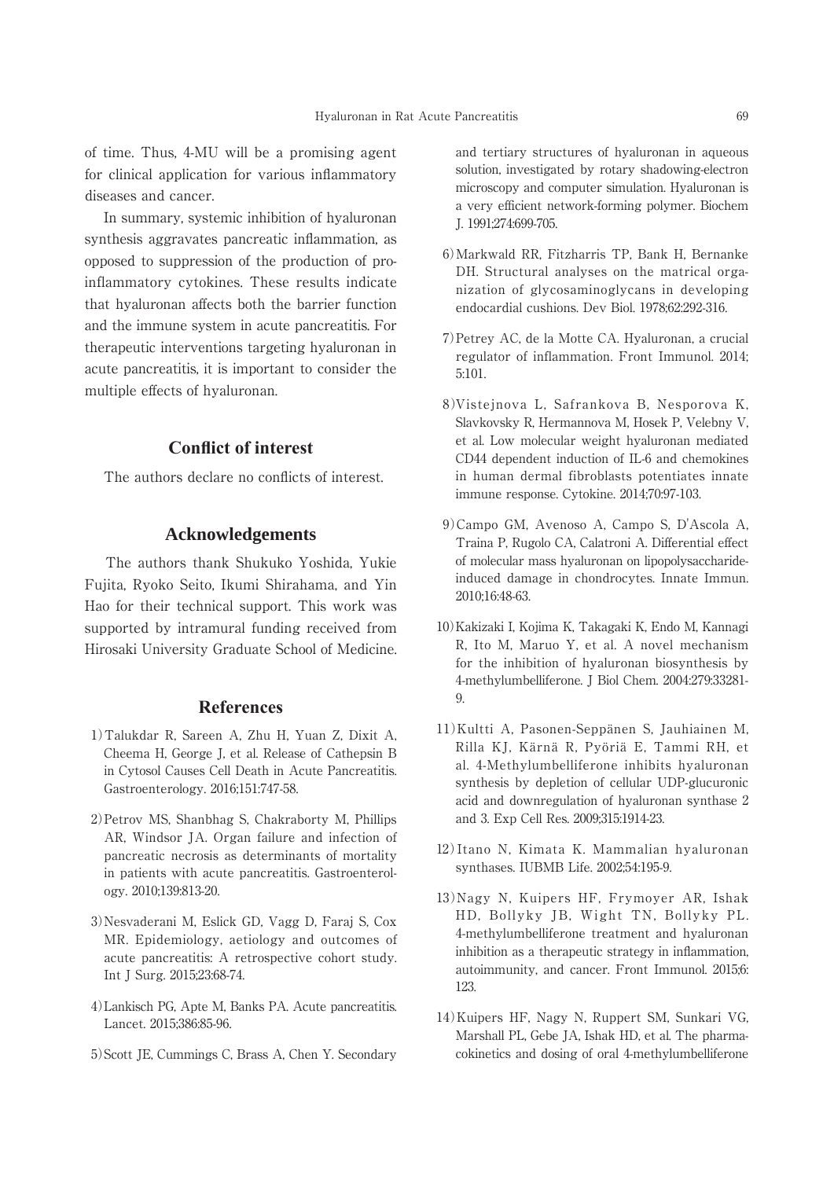of time. Thus, 4-MU will be a promising agent for clinical application for various inflammatory diseases and cancer.

In summary, systemic inhibition of hyaluronan synthesis aggravates pancreatic inflammation, as opposed to suppression of the production of proinflammatory cytokines. These results indicate that hyaluronan affects both the barrier function and the immune system in acute pancreatitis. For therapeutic interventions targeting hyaluronan in acute pancreatitis, it is important to consider the multiple effects of hyaluronan.

## Conflict of interest

The authors declare no conflicts of interest.

## Acknowledgements

The authors thank Shukuko Yoshida, Yukie Fujita, Ryoko Seito, Ikumi Shirahama, and Yin Hao for their technical support. This work was supported by intramural funding received from Hirosaki University Graduate School of Medicine.

## References

1) Talukdar R, Sareen A, Zhu H, Yuan Z, Dixit A, Cheema H, George J, et al. Release of Cathepsin B in Cytosol Causes Cell Death in Acute Pancreatitis. Gastroenterology. 2016;151:747-58.

2) Petrov MS, Shanbhag S, Chakraborty M, Phillips AR, Windsor JA. Organ failure and infection of pancreatic necrosis as determinants of mortality in patients with acute pancreatitis. Gastroenterology. 2010;139:813-20.

3) Nesvaderani M, Eslick GD, Vagg D, Faraj S, Cox MR. Epidemiology, aetiology and outcomes of acute pancreatitis: A retrospective cohort study. Int J Surg. 2015;23:68-74.

4) Lankisch PG, Apte M, Banks PA. Acute pancreatitis. Lancet. 2015;386:85-96.

5) Scott JE, Cummings C, Brass A, Chen Y. Secondary and tertiary structures of hyaluronan in aqueous solution, investigated by rotary shadowing-electron microscopy and computer simulation. Hyaluronan is a very efficient network-forming polymer. Biochem J. 1991;274:699-705.

6) Markwald RR, Fitzharris TP, Bank H, Bernanke DH. Structural analyses on the matrical organization of glycosaminoglycans in developing endocardial cushions. Dev Biol. 1978;62:292-316.

7) Petrey AC, de la Motte CA. Hyaluronan, a crucial regulator of inflammation. Front Immunol. 2014; 5:101.

8) Vistejnova L, Safrankova B, Nesporova K, Slavkovsky R, Hermannova M, Hosek P, Velebny V, et al. Low molecular weight hyaluronan mediated CD44 dependent induction of IL-6 and chemokines in human dermal fibroblasts potentiates innate immune response. Cytokine. 2014;70:97-103.

9) Campo GM, Avenoso A, Campo S, D'Ascola A, Traina P, Rugolo CA, Calatroni A. Differential effect of molecular mass hyaluronan on lipopolysaccharide-induced damage in chondrocytes. Innate Immun. 2010;16:48-63.

10) Kakizaki I, Kojima K, Takagaki K, Endo M, Kannagi R, Ito M, Maruo Y, et al. A novel mechanism for the inhibition of hyaluronan biosynthesis by 4-methylumbelliferone. J Biol Chem. 2004:279:33281-9.

11) Kultti A, Pasonen-Seppänen S, Jauhiainen M, Rilla KJ, Kärnä R, Pyöriä E, Tammi RH, et al. 4-Methylumbelliferone inhibits hyaluronan synthesis by depletion of cellular UDP-glucuronic acid and downregulation of hyaluronan synthase 2 and 3. Exp Cell Res. 2009;315:1914-23.

12) Itano N, Kimata K. Mammalian hyaluronan synthases. IUBMB Life. 2002;54:195-9.

13) Nagy N, Kuipers HF, Frymoyer AR, Ishak HD, Bollyky JB, Wight TN, Bollyky PL. 4-methylumbelliferone treatment and hyaluronan inhibition as a therapeutic strategy in inflammation, autoimmunity, and cancer. Front Immunol. 2015;6: 123.

14) Kuipers HF, Nagy N, Ruppert SM, Sunkari VG, Marshall PL, Gebe JA, Ishak HD, et al. The pharmacokinetics and dosing of oral 4-methylumbelliferone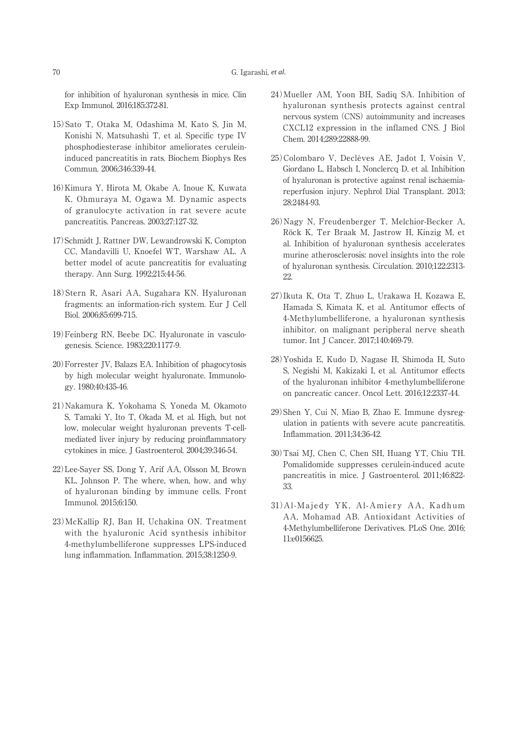for inhibition of hyaluronan synthesis in mice. Clin Exp Immunol. 2016;185:372-81.

15) Sato T, Otaka M, Odashima M, Kato S, Jin M, Konishi N, Matsuhashi T, et al. Specific type IV phosphodiesterase inhibitor ameliorates cerulein-induced pancreatitis in rats. Biochem Biophys Res Commun. 2006;346:339-44.

16) Kimura Y, Hirota M, Okabe A, Inoue K, Kuwata K, Ohmuraya M, Ogawa M. Dynamic aspects of granulocyte activation in rat severe acute pancreatitis. Pancreas. 2003;27:127-32.

17) Schmidt J, Rattner DW, Lewandrowski K, Compton CC, Mandavilli U, Knoefel WT, Warshaw AL. A better model of acute pancreatitis for evaluating therapy. Ann Surg. 1992;215:44-56.

18) Stern R, Asari AA, Sugahara KN. Hyaluronan fragments: an information-rich system. Eur J Cell Biol. 2006;85:699-715.

19) Feinberg RN, Beebe DC. Hyaluronate in vasculogenesis. Science. 1983;220:1177-9.

20) Forrester JV, Balazs EA. Inhibition of phagocytosis by high molecular weight hyaluronate. Immunology. 1980;40:435-46.

21) Nakamura K, Yokohama S, Yoneda M, Okamoto S, Tamaki Y, Ito T, Okada M, et al. High, but not low, molecular weight hyaluronan prevents T-cell-mediated liver injury by reducing proinflammatory cytokines in mice. J Gastroenterol. 2004;39:346-54.

22) Lee-Sayer SS, Dong Y, Arif AA, Olsson M, Brown KL, Johnson P. The where, when, how, and why of hyaluronan binding by immune cells. Front Immunol. 2015;6:150.

23) McKallip RJ, Ban H, Uchakina ON. Treatment with the hyaluronic Acid synthesis inhibitor 4-methylumbelliferone suppresses LPS-induced lung inflammation. Inflammation. 2015;38:1250-9.

24) Mueller AM, Yoon BH, Sadiq SA. Inhibition of hyaluronan synthesis protects against central nervous system (CNS) autoimmunity and increases CXCL12 expression in the inflamed CNS. J Biol Chem. 2014;289:22888-99.

25) Colombaro V, Declèves AE, Jadot I, Voisin V, Giordano L, Habsch I, Nonclercq D, et al. Inhibition of hyaluronan is protective against renal ischaemia-reperfusion injury. Nephrol Dial Transplant. 2013; 28:2484-93.

26) Nagy N, Freudenberger T, Melchior-Becker A, Röck K, Ter Braak M, Jastrow H, Kinzig M, et al. Inhibition of hyaluronan synthesis accelerates murine atherosclerosis: novel insights into the role of hyaluronan synthesis. Circulation. 2010;122:2313-22.

27) Ikuta K, Ota T, Zhuo L, Urakawa H, Kozawa E, Hamada S, Kimata K, et al. Antitumor effects of 4-Methylumbelliferone, a hyaluronan synthesis inhibitor, on malignant peripheral nerve sheath tumor. Int J Cancer. 2017;140:469-79.

28) Yoshida E, Kudo D, Nagase H, Shimoda H, Suto S, Negishi M, Kakizaki I, et al. Antitumor effects of the hyaluronan inhibitor 4-methylumbelliferone on pancreatic cancer. Oncol Lett. 2016;12:2337-44.

29) Shen Y, Cui N, Miao B, Zhao E. Immune dysregulation in patients with severe acute pancreatitis. Inflammation. 2011;34:36-42.

30) Tsai MJ, Chen C, Chen SH, Huang YT, Chiu TH. Pomalidomide suppresses cerulein-induced acute pancreatitis in mice. J Gastroenterol. 2011;46:822-33.

31) Al-Majedy YK, Al-Amiery AA, Kadhum AA, Mohamad AB. Antioxidant Activities of 4-Methylumbelliferone Derivatives. PLoS One. 2016; 11:e0156625.